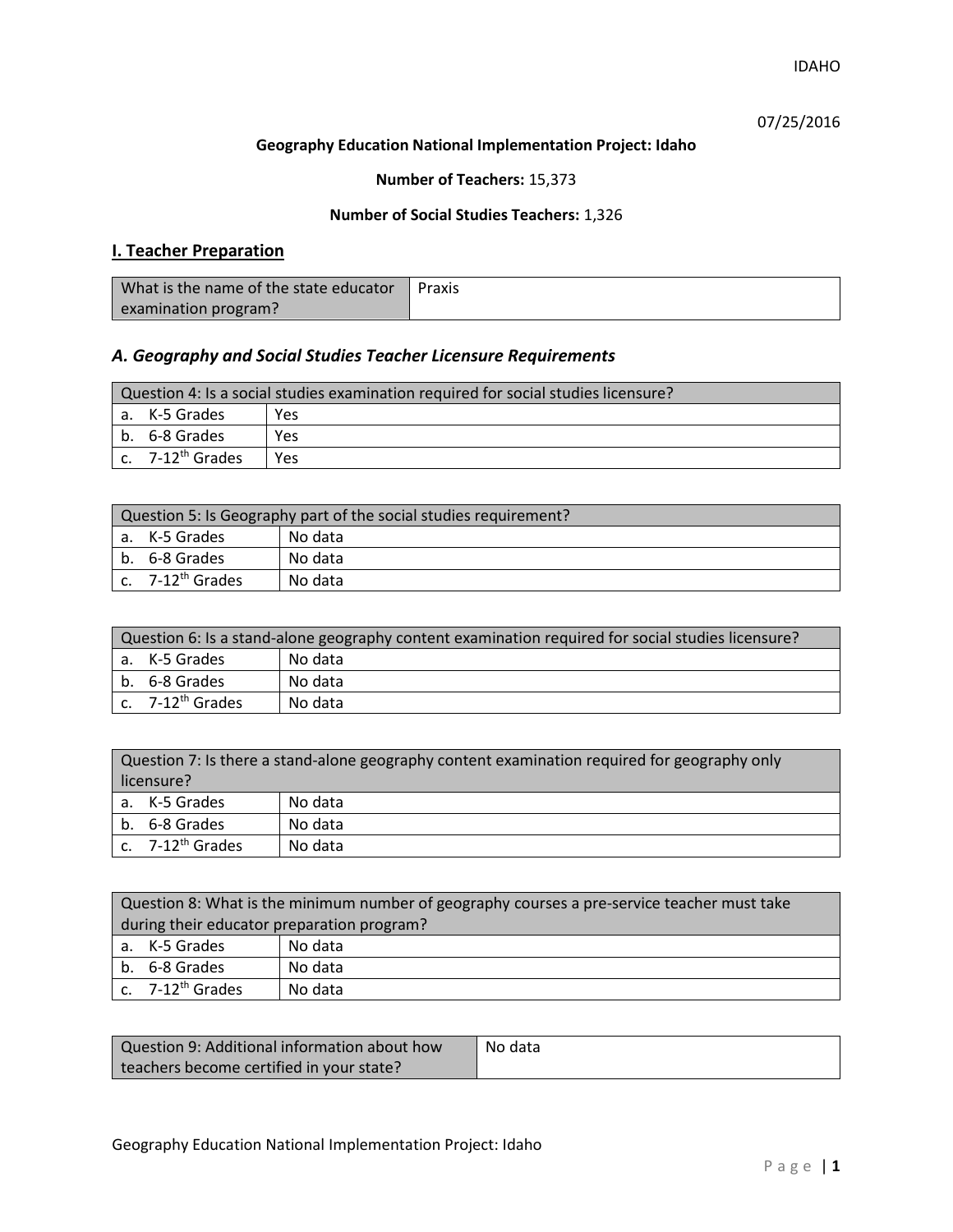IDAHO

07/25/2016

**Geography Education National Implementation Project: Idaho**

**Number of Teachers:** 15,373

**Number of Social Studies Teachers:** 1,326

## I. Teacher Preparation

| What is the name of the state educator examination program? | Praxis |
|---|---|

### *A. Geography and Social Studies Teacher Licensure Requirements*

| Question 4: Is a social studies examination required for social studies licensure? | |
|---|---|
| a. K-5 Grades | Yes |
| b. 6-8 Grades | Yes |
| c. 7-12th Grades | Yes |

| Question 5: Is Geography part of the social studies requirement? | |
|---|---|
| a. K-5 Grades | No data |
| b. 6-8 Grades | No data |
| c. 7-12th Grades | No data |

| Question 6: Is a stand-alone geography content examination required for social studies licensure? | |
|---|---|
| a. K-5 Grades | No data |
| b. 6-8 Grades | No data |
| c. 7-12th Grades | No data |

| Question 7: Is there a stand-alone geography content examination required for geography only licensure? | |
|---|---|
| a. K-5 Grades | No data |
| b. 6-8 Grades | No data |
| c. 7-12th Grades | No data |

| Question 8: What is the minimum number of geography courses a pre-service teacher must take during their educator preparation program? | |
|---|---|
| a. K-5 Grades | No data |
| b. 6-8 Grades | No data |
| c. 7-12th Grades | No data |

| Question 9: Additional information about how teachers become certified in your state? | No data |
|---|---|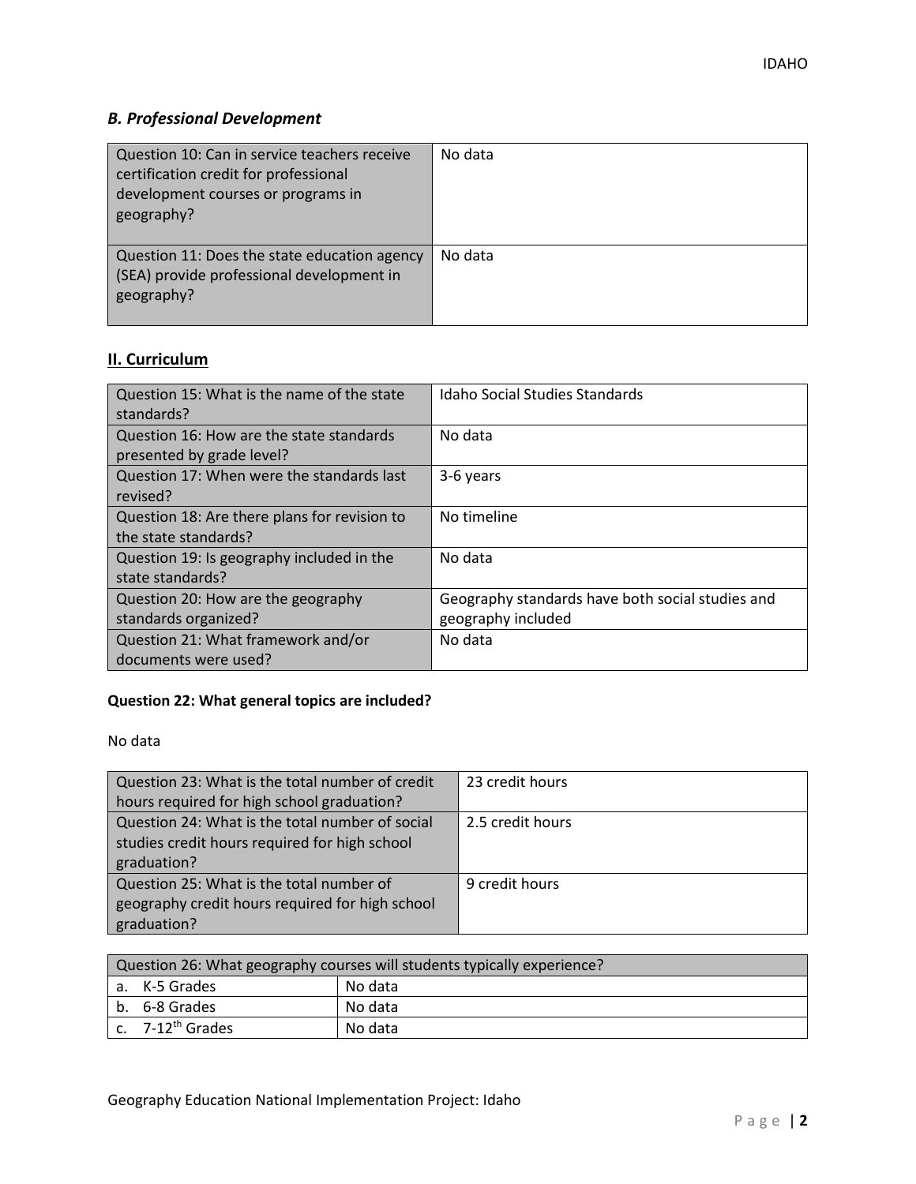### *B. Professional Development*

| | |
|---|---|
| Question 10: Can in service teachers receive certification credit for professional development courses or programs in geography? | No data |
| Question 11: Does the state education agency (SEA) provide professional development in geography? | No data |

## II. Curriculum

| | |
|---|---|
| Question 15: What is the name of the state standards? | Idaho Social Studies Standards |
| Question 16: How are the state standards presented by grade level? | No data |
| Question 17: When were the standards last revised? | 3-6 years |
| Question 18: Are there plans for revision to the state standards? | No timeline |
| Question 19: Is geography included in the state standards? | No data |
| Question 20: How are the geography standards organized? | Geography standards have both social studies and geography included |
| Question 21: What framework and/or documents were used? | No data |

**Question 22: What general topics are included?**

No data

| | |
|---|---|
| Question 23: What is the total number of credit hours required for high school graduation? | 23 credit hours |
| Question 24: What is the total number of social studies credit hours required for high school graduation? | 2.5 credit hours |
| Question 25: What is the total number of geography credit hours required for high school graduation? | 9 credit hours |

| Question 26: What geography courses will students typically experience? | |
|---|---|
| a. K-5 Grades | No data |
| b. 6-8 Grades | No data |
| c. 7-12th Grades | No data |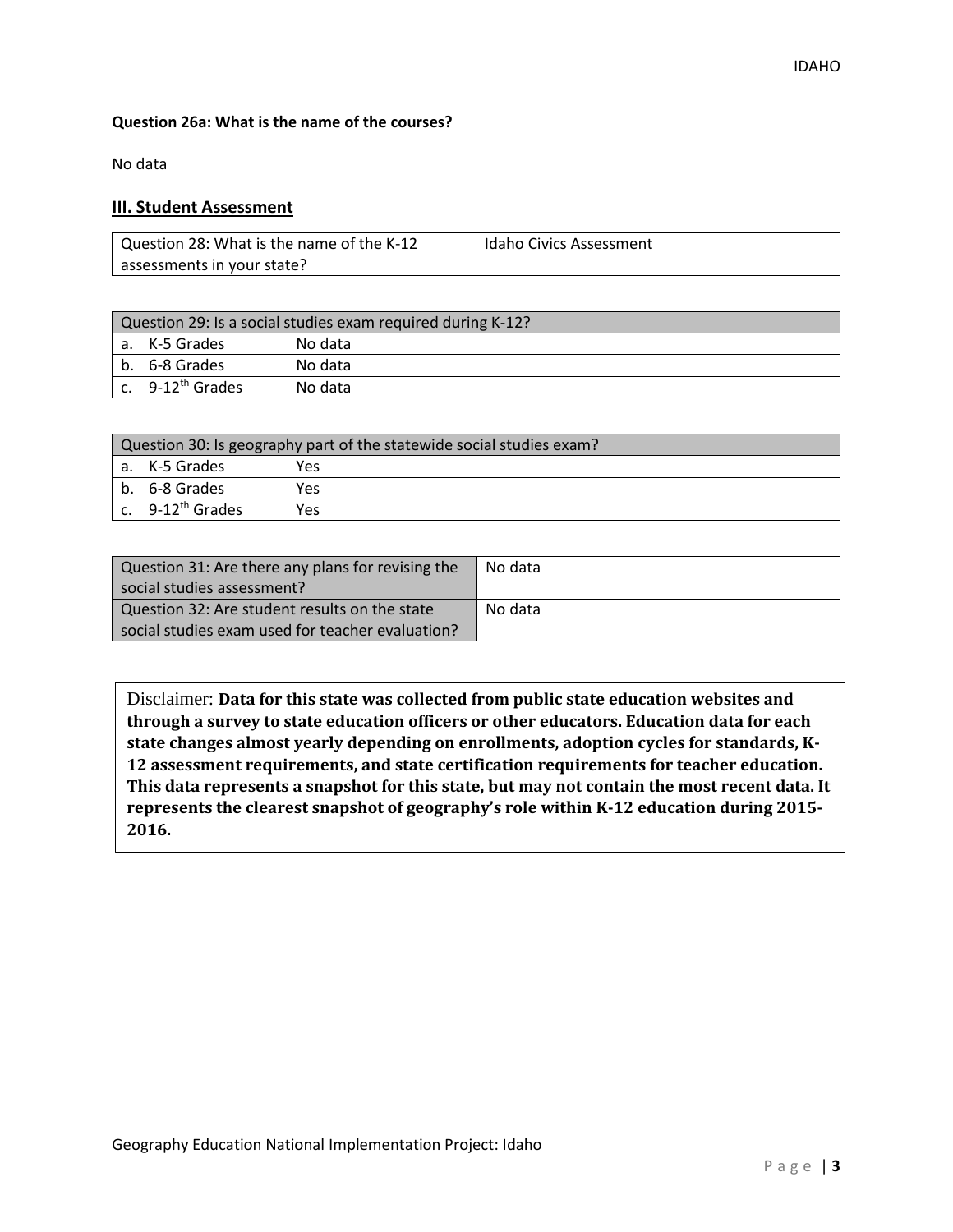**Question 26a: What is the name of the courses?**

No data

## III. Student Assessment

| | |
|---|---|
| Question 28: What is the name of the K-12 assessments in your state? | Idaho Civics Assessment |

| Question 29: Is a social studies exam required during K-12? | |
|---|---|
| a. K-5 Grades | No data |
| b. 6-8 Grades | No data |
| c. 9-12th Grades | No data |

| Question 30: Is geography part of the statewide social studies exam? | |
|---|---|
| a. K-5 Grades | Yes |
| b. 6-8 Grades | Yes |
| c. 9-12th Grades | Yes |

| | |
|---|---|
| Question 31: Are there any plans for revising the social studies assessment? | No data |
| Question 32: Are student results on the state social studies exam used for teacher evaluation? | No data |

Disclaimer: **Data for this state was collected from public state education websites and through a survey to state education officers or other educators. Education data for each state changes almost yearly depending on enrollments, adoption cycles for standards, K-12 assessment requirements, and state certification requirements for teacher education. This data represents a snapshot for this state, but may not contain the most recent data. It represents the clearest snapshot of geography's role within K-12 education during 2015-2016.**